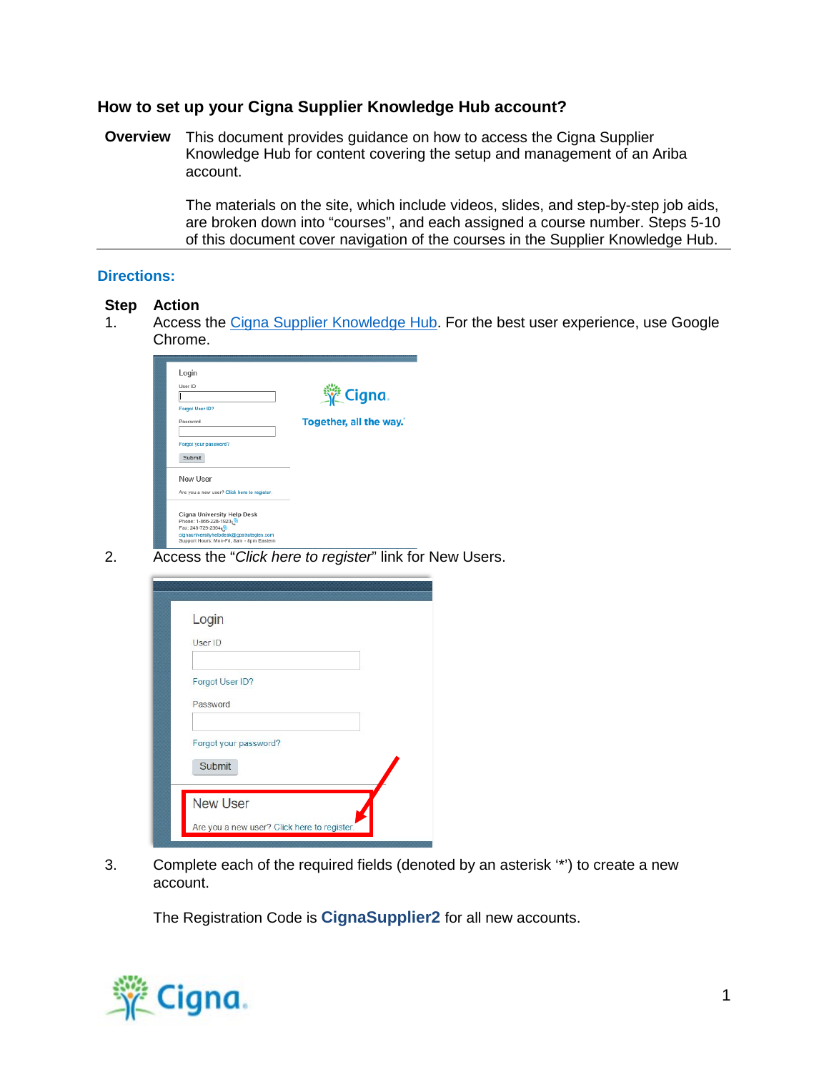## How to set up your Cigna Supplier Knowledge Hub account?

**Overview** This document provides guidance on how to access the Cigna Supplier Knowledge Hub for content covering the setup and management of an Ariba account.

The materials on the site, which include videos, slides, and step-by-step job aids, are broken down into "courses", and each assigned a course number. Steps 5-10 of this document cover navigation of the courses in the Supplier Knowledge Hub.

---

### Directions:

**Step Action**

1. Access the Cigna Supplier Knowledge Hub. For the best user experience, use Google Chrome.

2. Access the "*Click here to register*" link for New Users.

3. Complete each of the required fields (denoted by an asterisk '*') to create a new account.

   The Registration Code is **CignaSupplier2** for all new accounts.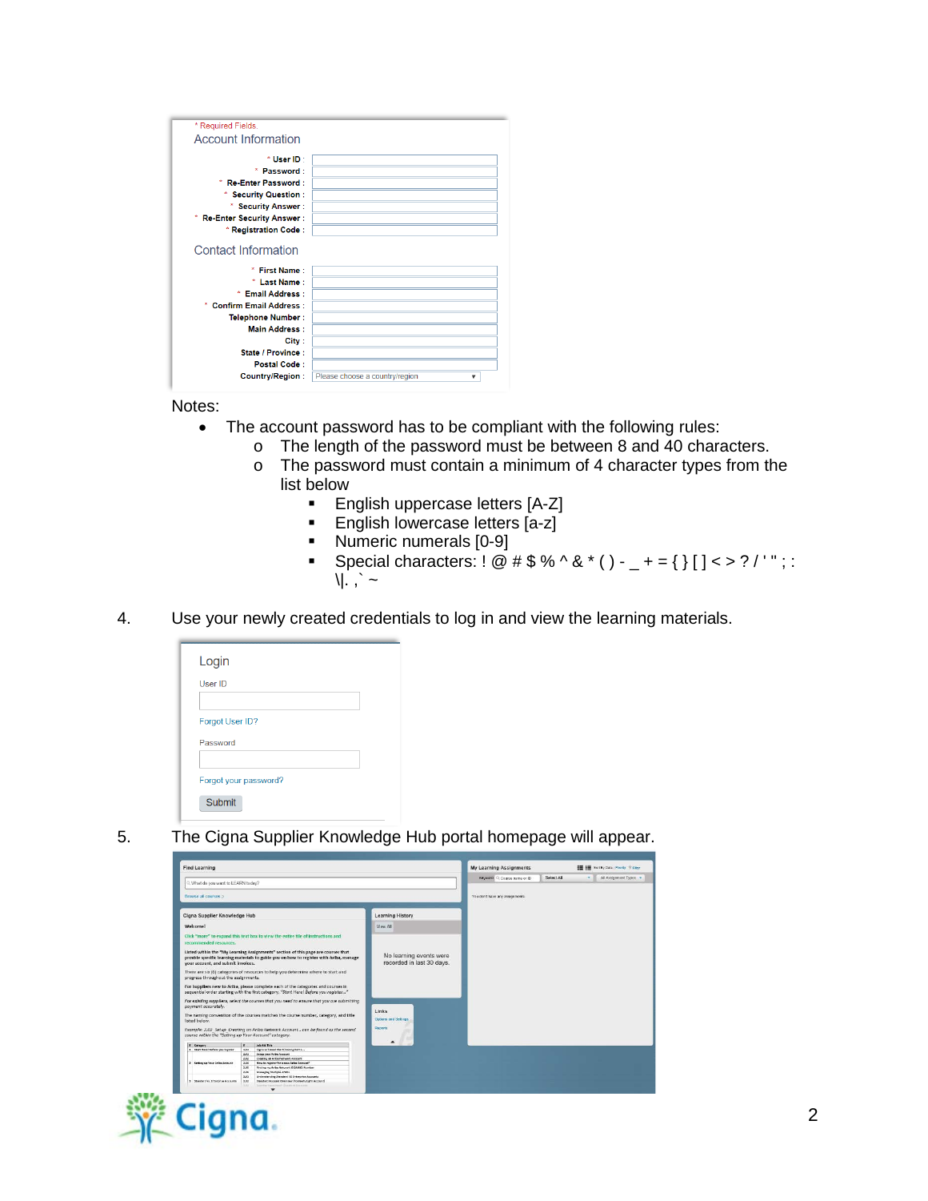Notes:

- The account password has to be compliant with the following rules:
  - The length of the password must be between 8 and 40 characters.
  - The password must contain a minimum of 4 character types from the list below
    - English uppercase letters [A-Z]
    - English lowercase letters [a-z]
    - Numeric numerals [0-9]
    - Special characters: ! @ # $ % ^ & * ( ) - _ + = { } [ ] < > ? / ' " ; : \|. , ` ~

4. Use your newly created credentials to log in and view the learning materials.

5. The Cigna Supplier Knowledge Hub portal homepage will appear.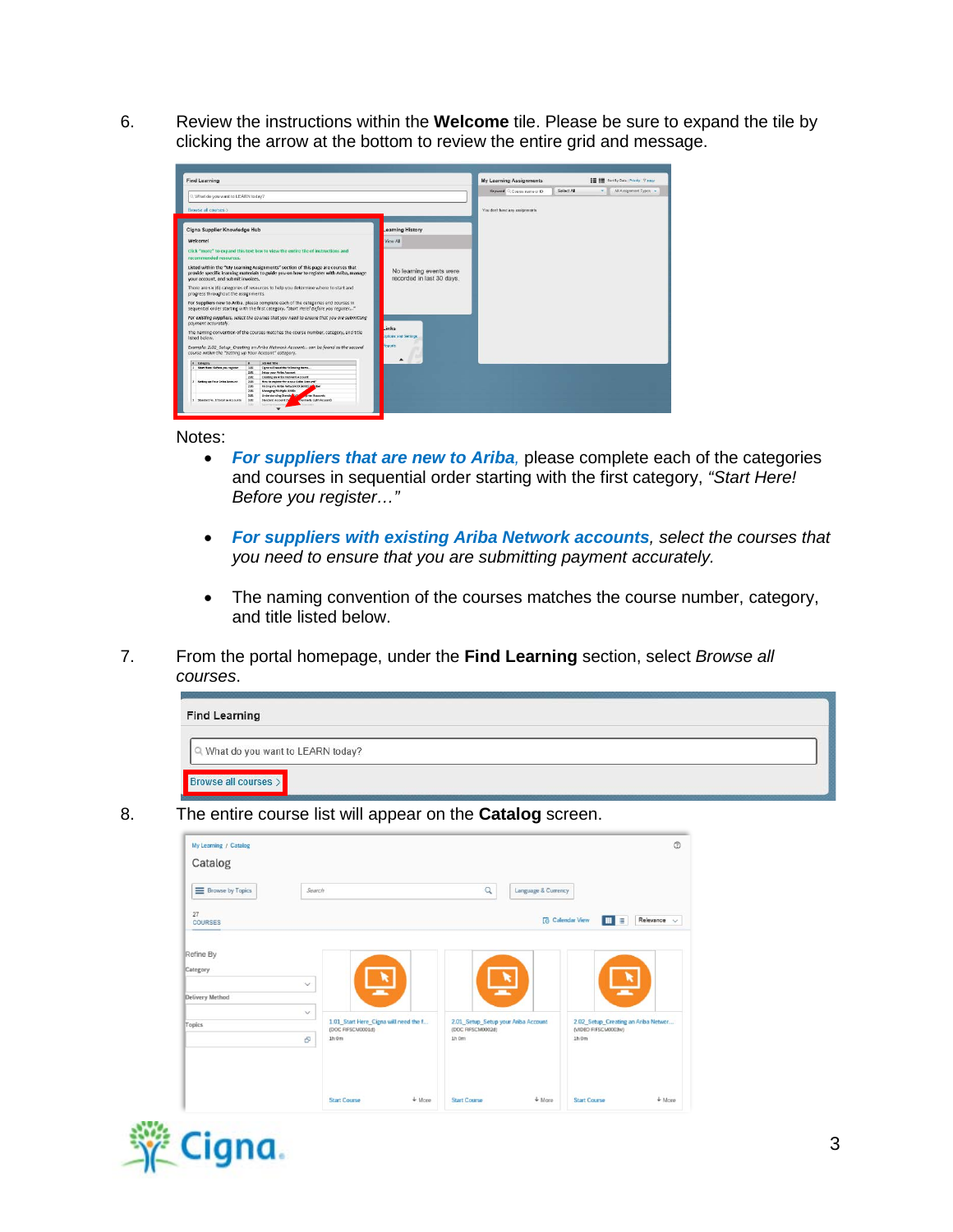6. Review the instructions within the **Welcome** tile. Please be sure to expand the tile by clicking the arrow at the bottom to review the entire grid and message.

   Notes:

   - ***For suppliers that are new to Ariba***, please complete each of the categories and courses in sequential order starting with the first category, *"Start Here! Before you register…"*
   - ***For suppliers with existing Ariba Network accounts***, *select the courses that you need to ensure that you are submitting payment accurately.*
   - The naming convention of the courses matches the course number, category, and title listed below.

7. From the portal homepage, under the **Find Learning** section, select *Browse all courses*.

8. The entire course list will appear on the **Catalog** screen.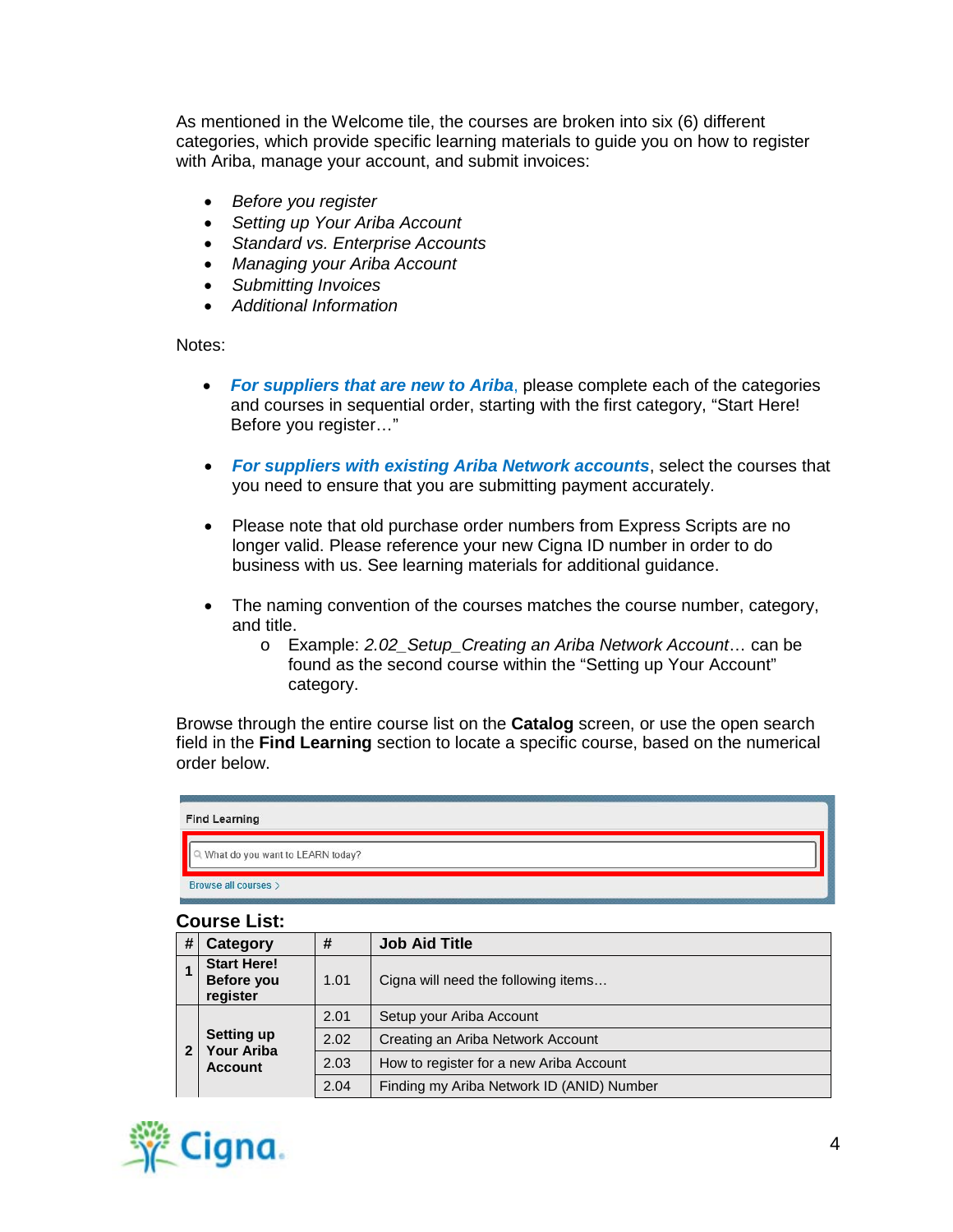As mentioned in the Welcome tile, the courses are broken into six (6) different categories, which provide specific learning materials to guide you on how to register with Ariba, manage your account, and submit invoices:

- *Before you register*
- *Setting up Your Ariba Account*
- *Standard vs. Enterprise Accounts*
- *Managing your Ariba Account*
- *Submitting Invoices*
- *Additional Information*

Notes:

- ***For suppliers that are new to Ariba***, please complete each of the categories and courses in sequential order, starting with the first category, "Start Here! Before you register…"

- ***For suppliers with existing Ariba Network accounts***, select the courses that you need to ensure that you are submitting payment accurately.

- Please note that old purchase order numbers from Express Scripts are no longer valid. Please reference your new Cigna ID number in order to do business with us. See learning materials for additional guidance.

- The naming convention of the courses matches the course number, category, and title.
  - Example: *2.02_Setup_Creating an Ariba Network Account*… can be found as the second course within the "Setting up Your Account" category.

Browse through the entire course list on the **Catalog** screen, or use the open search field in the **Find Learning** section to locate a specific course, based on the numerical order below.

Find Learning

What do you want to LEARN today?

Browse all courses >

## Course List:

| # | Category | # | Job Aid Title |
|---|---|---|---|
| 1 | **Start Here! Before you register** | 1.01 | Cigna will need the following items… |
| 2 | **Setting up Your Ariba Account** | 2.01 | Setup your Ariba Account |
| | | 2.02 | Creating an Ariba Network Account |
| | | 2.03 | How to register for a new Ariba Account |
| | | 2.04 | Finding my Ariba Network ID (ANID) Number |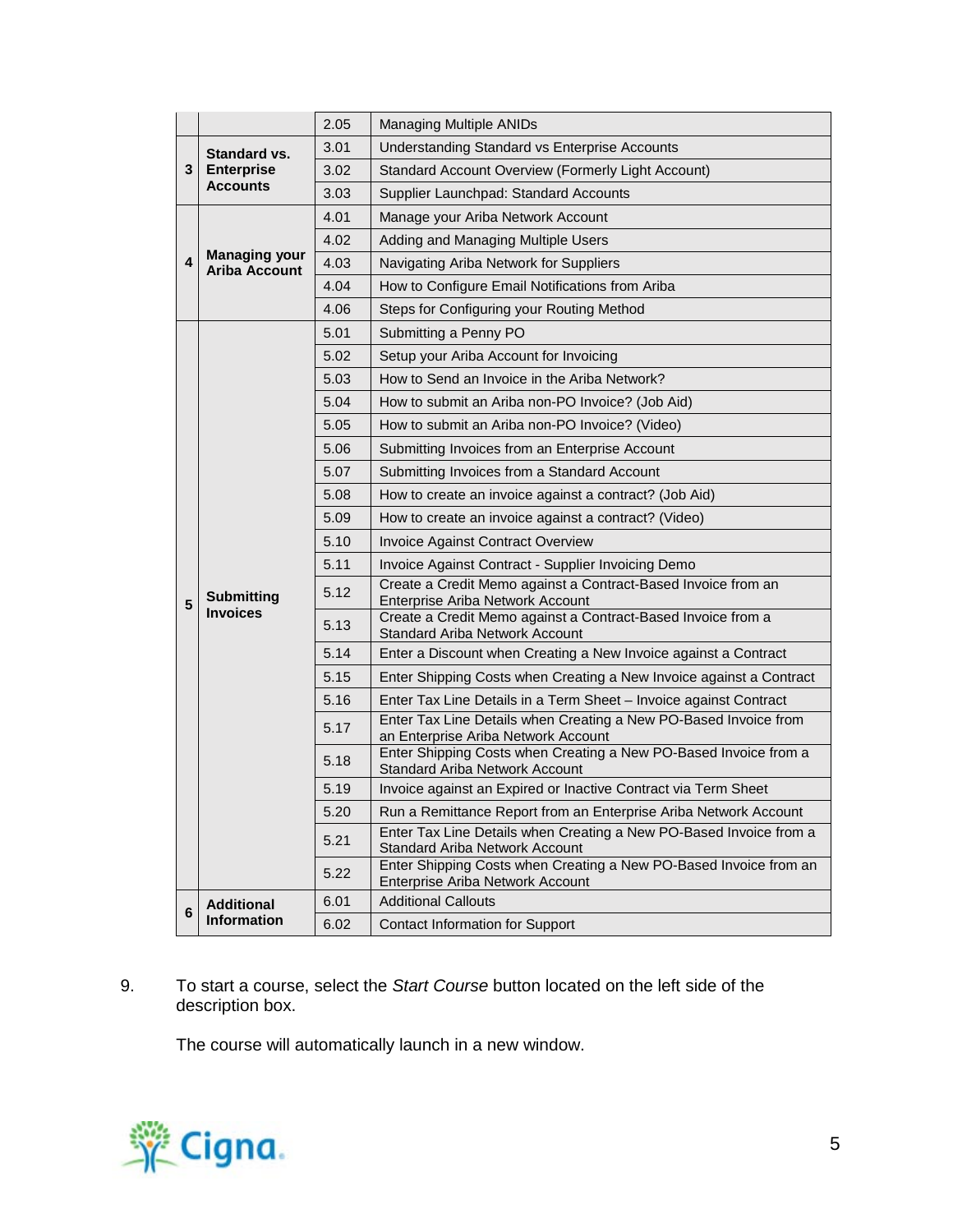| | | | |
|---|---|---|---|
| | | 2.05 | Managing Multiple ANIDs |
| 3 | **Standard vs. Enterprise Accounts** | 3.01 | Understanding Standard vs Enterprise Accounts |
| | | 3.02 | Standard Account Overview (Formerly Light Account) |
| | | 3.03 | Supplier Launchpad: Standard Accounts |
| 4 | **Managing your Ariba Account** | 4.01 | Manage your Ariba Network Account |
| | | 4.02 | Adding and Managing Multiple Users |
| | | 4.03 | Navigating Ariba Network for Suppliers |
| | | 4.04 | How to Configure Email Notifications from Ariba |
| | | 4.06 | Steps for Configuring your Routing Method |
| 5 | **Submitting Invoices** | 5.01 | Submitting a Penny PO |
| | | 5.02 | Setup your Ariba Account for Invoicing |
| | | 5.03 | How to Send an Invoice in the Ariba Network? |
| | | 5.04 | How to submit an Ariba non-PO Invoice? (Job Aid) |
| | | 5.05 | How to submit an Ariba non-PO Invoice? (Video) |
| | | 5.06 | Submitting Invoices from an Enterprise Account |
| | | 5.07 | Submitting Invoices from a Standard Account |
| | | 5.08 | How to create an invoice against a contract? (Job Aid) |
| | | 5.09 | How to create an invoice against a contract? (Video) |
| | | 5.10 | Invoice Against Contract Overview |
| | | 5.11 | Invoice Against Contract - Supplier Invoicing Demo |
| | | 5.12 | Create a Credit Memo against a Contract-Based Invoice from an Enterprise Ariba Network Account |
| | | 5.13 | Create a Credit Memo against a Contract-Based Invoice from a Standard Ariba Network Account |
| | | 5.14 | Enter a Discount when Creating a New Invoice against a Contract |
| | | 5.15 | Enter Shipping Costs when Creating a New Invoice against a Contract |
| | | 5.16 | Enter Tax Line Details in a Term Sheet – Invoice against Contract |
| | | 5.17 | Enter Tax Line Details when Creating a New PO-Based Invoice from an Enterprise Ariba Network Account |
| | | 5.18 | Enter Shipping Costs when Creating a New PO-Based Invoice from a Standard Ariba Network Account |
| | | 5.19 | Invoice against an Expired or Inactive Contract via Term Sheet |
| | | 5.20 | Run a Remittance Report from an Enterprise Ariba Network Account |
| | | 5.21 | Enter Tax Line Details when Creating a New PO-Based Invoice from a Standard Ariba Network Account |
| | | 5.22 | Enter Shipping Costs when Creating a New PO-Based Invoice from an Enterprise Ariba Network Account |
| 6 | **Additional Information** | 6.01 | Additional Callouts |
| | | 6.02 | Contact Information for Support |

9. To start a course, select the *Start Course* button located on the left side of the description box.

   The course will automatically launch in a new window.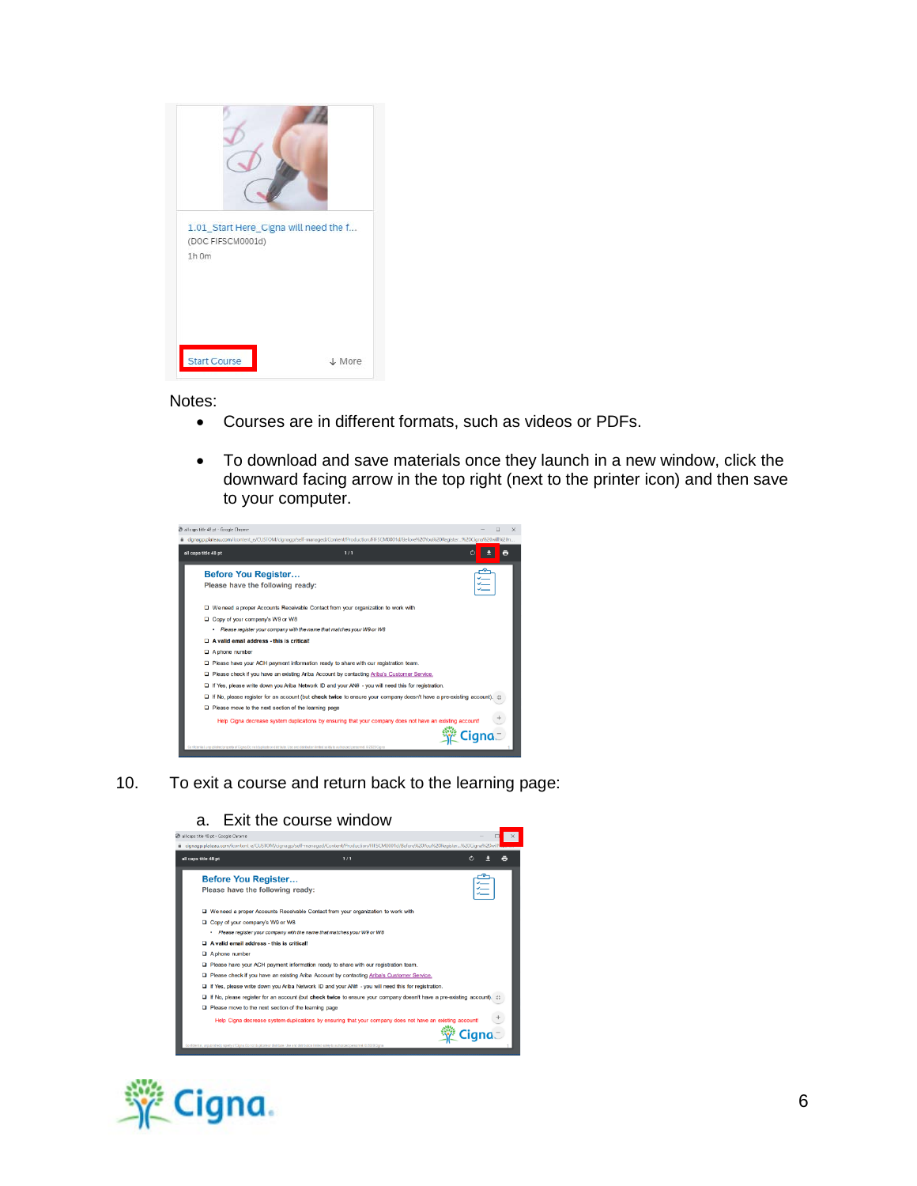Notes:

- Courses are in different formats, such as videos or PDFs.
- To download and save materials once they launch in a new window, click the downward facing arrow in the top right (next to the printer icon) and then save to your computer.

10. To exit a course and return back to the learning page:

    a. Exit the course window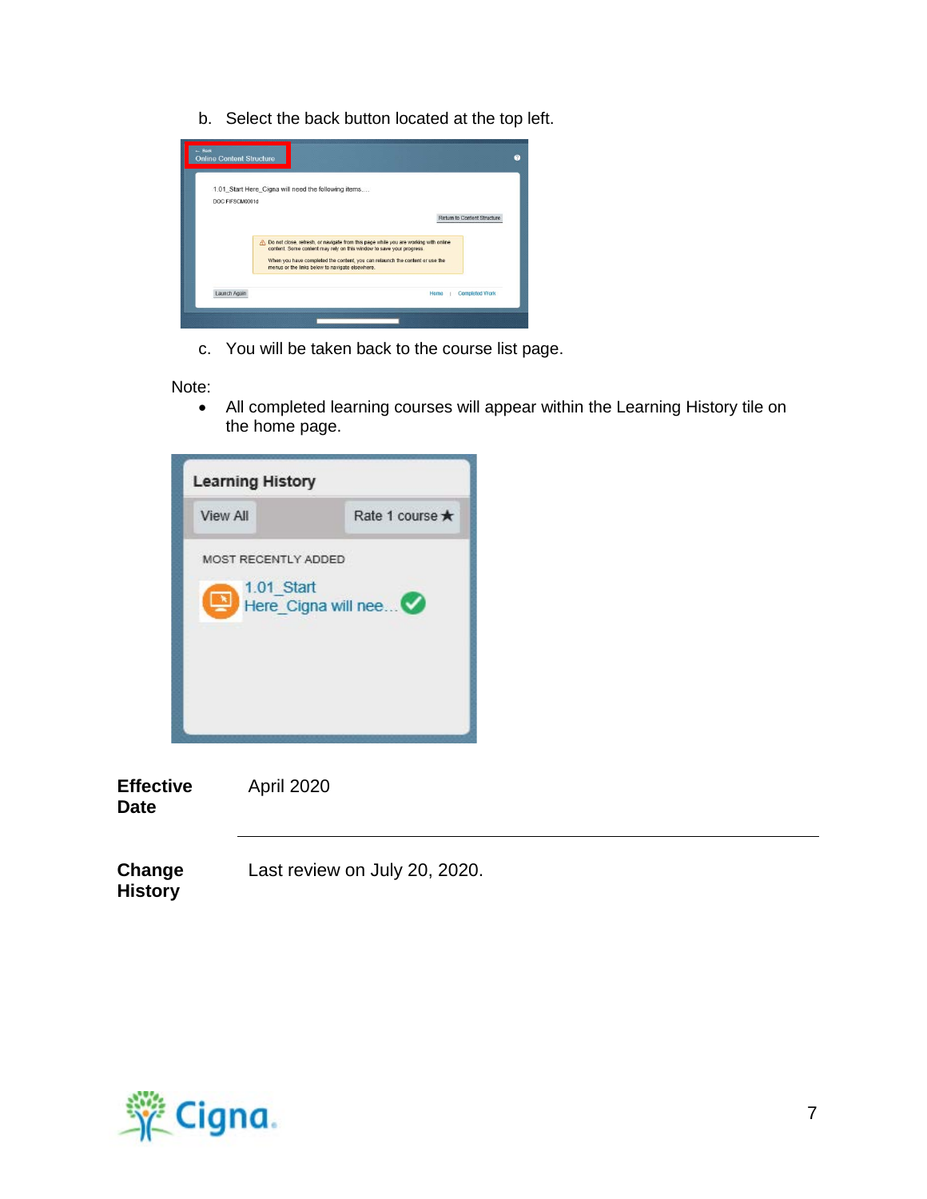b. Select the back button located at the top left.

c. You will be taken back to the course list page.

Note:

- All completed learning courses will appear within the Learning History tile on the home page.

| | |
|---|---|
| **Effective Date** | April 2020 |
| **Change History** | Last review on July 20, 2020. |